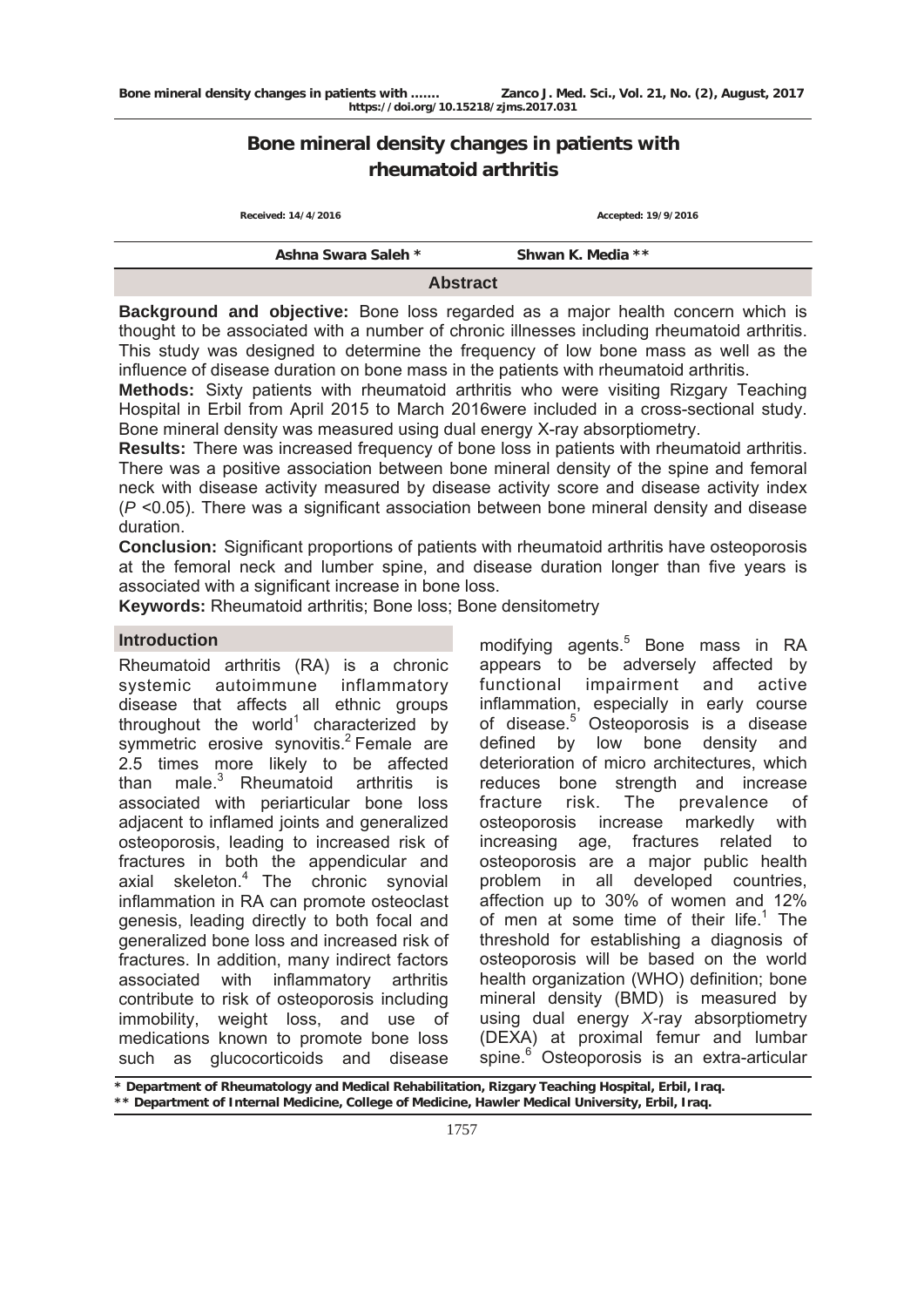# Bone mineral density changes in patients with rheumatoid arthritis

Received: 14/4/2016 Accepted: 19/9/2016

Ashna Swara Saleh * Shwan K. Media **

## Abstract

**Background and objective:** Bone loss regarded as a major health concern which is thought to be associated with a number of chronic illnesses including rheumatoid arthritis. This study was designed to determine the frequency of low bone mass as well as the influence of disease duration on bone mass in the patients with rheumatoid arthritis.

**Methods:** Sixty patients with rheumatoid arthritis who were visiting Rizgary Teaching Hospital in Erbil from April 2015 to March 2016were included in a cross-sectional study. Bone mineral density was measured using dual energy X-ray absorptiometry.

**Results:** There was increased frequency of bone loss in patients with rheumatoid arthritis. There was a positive association between bone mineral density of the spine and femoral neck with disease activity measured by disease activity score and disease activity index ($P$ <0.05). There was a significant association between bone mineral density and disease duration.

**Conclusion:** Significant proportions of patients with rheumatoid arthritis have osteoporosis at the femoral neck and lumber spine, and disease duration longer than five years is associated with a significant increase in bone loss.

**Keywords:** Rheumatoid arthritis; Bone loss; Bone densitometry

## Introduction

Rheumatoid arthritis (RA) is a chronic systemic autoimmune inflammatory disease that affects all ethnic groups throughout the world[1] characterized by symmetric erosive synovitis.[2] Female are 2.5 times more likely to be affected than male.[3] Rheumatoid arthritis is associated with periarticular bone loss adjacent to inflamed joints and generalized osteoporosis, leading to increased risk of fractures in both the appendicular and axial skeleton.[4] The chronic synovial inflammation in RA can promote osteoclast genesis, leading directly to both focal and generalized bone loss and increased risk of fractures. In addition, many indirect factors associated with inflammatory arthritis contribute to risk of osteoporosis including immobility, weight loss, and use of medications known to promote bone loss such as glucocorticoids and disease modifying agents.[5] Bone mass in RA appears to be adversely affected by functional impairment and active inflammation, especially in early course of disease.[5] Osteoporosis is a disease defined by low bone density and deterioration of micro architectures, which reduces bone strength and increase fracture risk. The prevalence of osteoporosis increase markedly with increasing age, fractures related to osteoporosis are a major public health problem in all developed countries, affection up to 30% of women and 12% of men at some time of their life.[1] The threshold for establishing a diagnosis of osteoporosis will be based on the world health organization (WHO) definition; bone mineral density (BMD) is measured by using dual energy *X*-ray absorptiometry (DEXA) at proximal femur and lumbar spine.[6] Osteoporosis is an extra-articular

\* Department of Rheumatology and Medical Rehabilitation, Rizgary Teaching Hospital, Erbil, Iraq.
\*\* Department of Internal Medicine, College of Medicine, Hawler Medical University, Erbil, Iraq.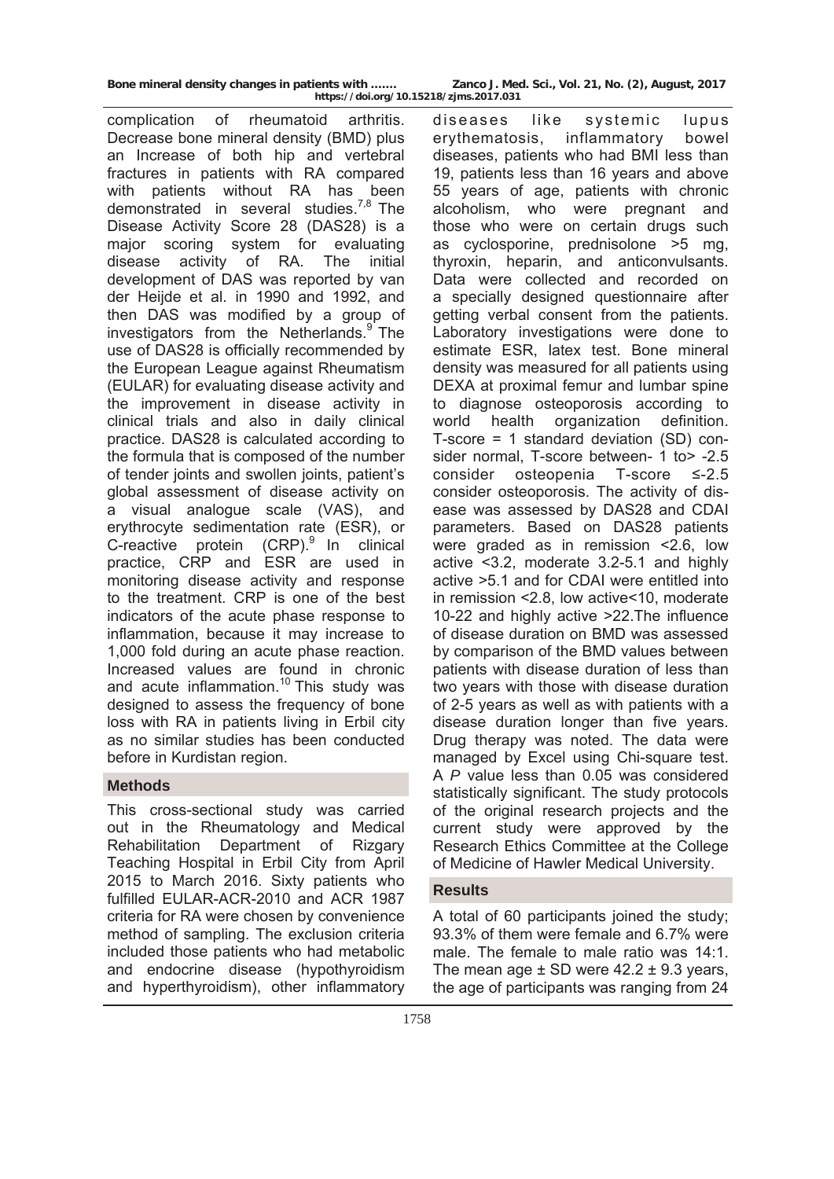complication of rheumatoid arthritis. Decrease bone mineral density (BMD) plus an Increase of both hip and vertebral fractures in patients with RA compared with patients without RA has been demonstrated in several studies.[7,8] The Disease Activity Score 28 (DAS28) is a major scoring system for evaluating disease activity of RA. The initial development of DAS was reported by van der Heijde et al. in 1990 and 1992, and then DAS was modified by a group of investigators from the Netherlands.[9] The use of DAS28 is officially recommended by the European League against Rheumatism (EULAR) for evaluating disease activity and the improvement in disease activity in clinical trials and also in daily clinical practice. DAS28 is calculated according to the formula that is composed of the number of tender joints and swollen joints, patient's global assessment of disease activity on a visual analogue scale (VAS), and erythrocyte sedimentation rate (ESR), or C-reactive protein (CRP).[9] In clinical practice, CRP and ESR are used in monitoring disease activity and response to the treatment. CRP is one of the best indicators of the acute phase response to inflammation, because it may increase to 1,000 fold during an acute phase reaction. Increased values are found in chronic and acute inflammation.[10] This study was designed to assess the frequency of bone loss with RA in patients living in Erbil city as no similar studies has been conducted before in Kurdistan region.

## Methods

This cross-sectional study was carried out in the Rheumatology and Medical Rehabilitation Department of Rizgary Teaching Hospital in Erbil City from April 2015 to March 2016. Sixty patients who fulfilled EULAR-ACR-2010 and ACR 1987 criteria for RA were chosen by convenience method of sampling. The exclusion criteria included those patients who had metabolic and endocrine disease (hypothyroidism and hyperthyroidism), other inflammatory diseases like systemic lupus erythematosis, inflammatory bowel diseases, patients who had BMI less than 19, patients less than 16 years and above 55 years of age, patients with chronic alcoholism, who were pregnant and those who were on certain drugs such as cyclosporine, prednisolone >5 mg, thyroxin, heparin, and anticonvulsants. Data were collected and recorded on a specially designed questionnaire after getting verbal consent from the patients. Laboratory investigations were done to estimate ESR, latex test. Bone mineral density was measured for all patients using DEXA at proximal femur and lumbar spine to diagnose osteoporosis according to world health organization definition. T-score = 1 standard deviation (SD) consider normal, T-score between- 1 to> -2.5 consider osteopenia T-score ≤-2.5 consider osteoporosis. The activity of disease was assessed by DAS28 and CDAI parameters. Based on DAS28 patients were graded as in remission <2.6, low active <3.2, moderate 3.2-5.1 and highly active >5.1 and for CDAI were entitled into in remission <2.8, low active<10, moderate 10-22 and highly active >22.The influence of disease duration on BMD was assessed by comparison of the BMD values between patients with disease duration of less than two years with those with disease duration of 2-5 years as well as with patients with a disease duration longer than five years. Drug therapy was noted. The data were managed by Excel using Chi-square test. A *P* value less than 0.05 was considered statistically significant. The study protocols of the original research projects and the current study were approved by the Research Ethics Committee at the College of Medicine of Hawler Medical University.

## Results

A total of 60 participants joined the study; 93.3% of them were female and 6.7% were male. The female to male ratio was 14:1. The mean age ± SD were 42.2 ± 9.3 years, the age of participants was ranging from 24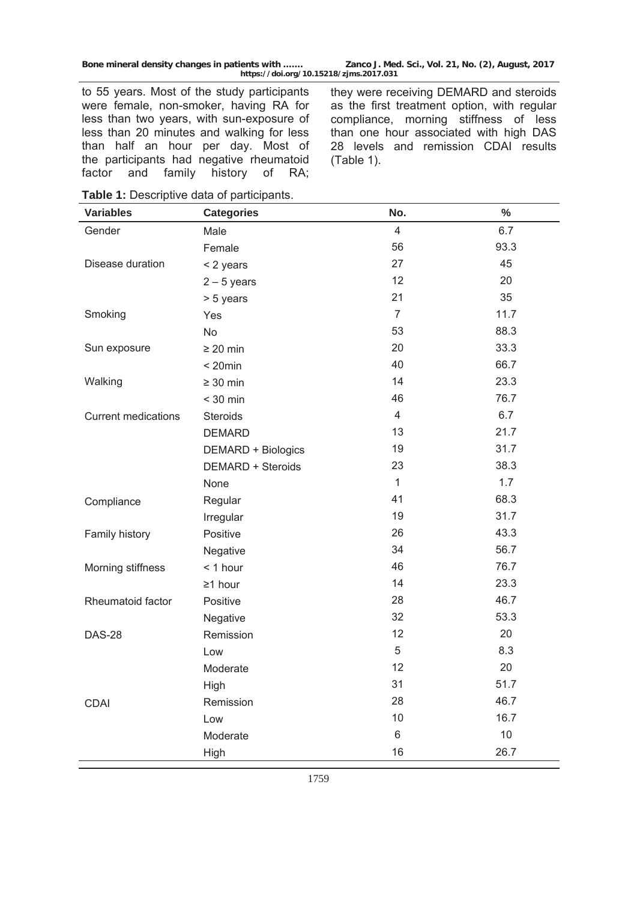to 55 years. Most of the study participants were female, non-smoker, having RA for less than two years, with sun-exposure of less than 20 minutes and walking for less than half an hour per day. Most of the participants had negative rheumatoid factor and family history of RA; they were receiving DEMARD and steroids as the first treatment option, with regular compliance, morning stiffness of less than one hour associated with high DAS 28 levels and remission CDAI results (Table 1).

**Table 1:** Descriptive data of participants.

| Variables | Categories | No. | % |
|---|---|---|---|
| Gender | Male | 4 | 6.7 |
| | Female | 56 | 93.3 |
| Disease duration | < 2 years | 27 | 45 |
| | 2 – 5 years | 12 | 20 |
| | > 5 years | 21 | 35 |
| Smoking | Yes | 7 | 11.7 |
| | No | 53 | 88.3 |
| Sun exposure | ≥ 20 min | 20 | 33.3 |
| | < 20min | 40 | 66.7 |
| Walking | ≥ 30 min | 14 | 23.3 |
| | < 30 min | 46 | 76.7 |
| Current medications | Steroids | 4 | 6.7 |
| | DEMARD | 13 | 21.7 |
| | DEMARD + Biologics | 19 | 31.7 |
| | DEMARD + Steroids | 23 | 38.3 |
| | None | 1 | 1.7 |
| Compliance | Regular | 41 | 68.3 |
| | Irregular | 19 | 31.7 |
| Family history | Positive | 26 | 43.3 |
| | Negative | 34 | 56.7 |
| Morning stiffness | < 1 hour | 46 | 76.7 |
| | ≥1 hour | 14 | 23.3 |
| Rheumatoid factor | Positive | 28 | 46.7 |
| | Negative | 32 | 53.3 |
| DAS-28 | Remission | 12 | 20 |
| | Low | 5 | 8.3 |
| | Moderate | 12 | 20 |
| | High | 31 | 51.7 |
| CDAI | Remission | 28 | 46.7 |
| | Low | 10 | 16.7 |
| | Moderate | 6 | 10 |
| | High | 16 | 26.7 |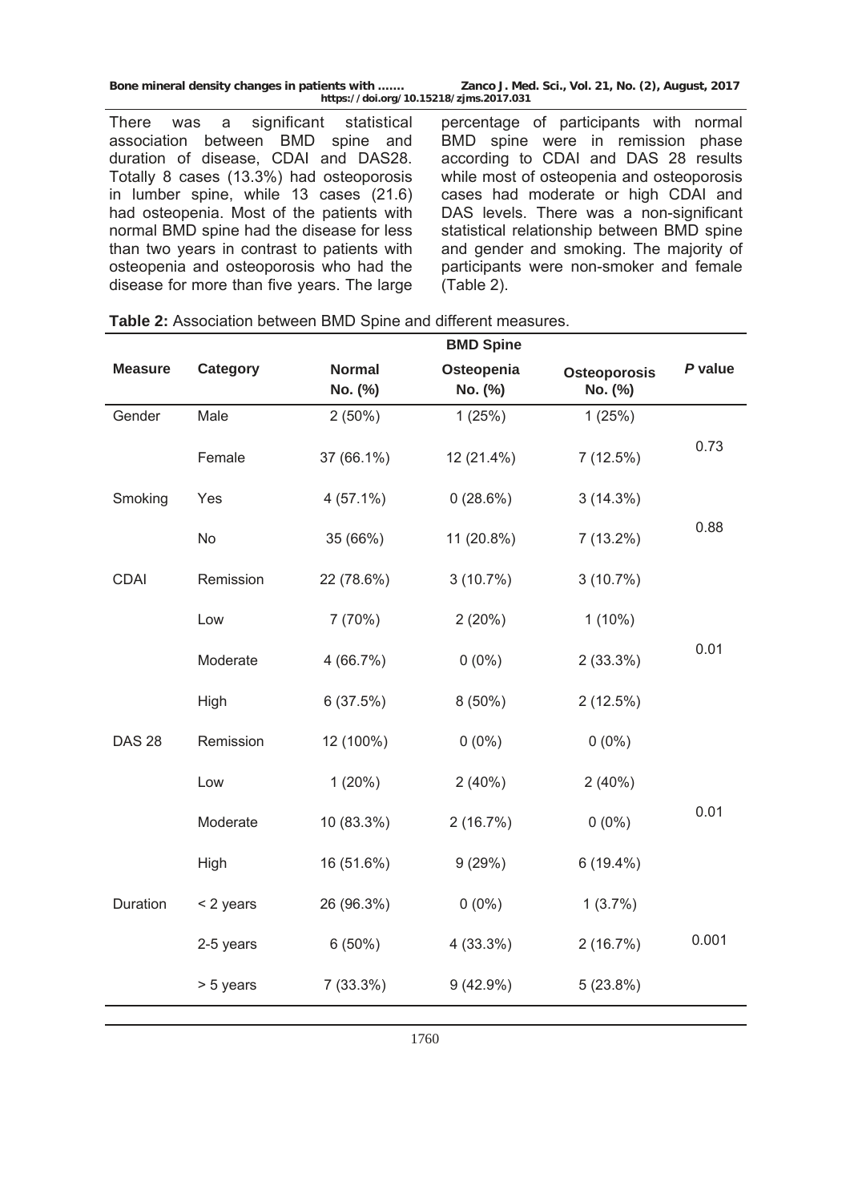There was a significant statistical association between BMD spine and duration of disease, CDAI and DAS28. Totally 8 cases (13.3%) had osteoporosis in lumber spine, while 13 cases (21.6) had osteopenia. Most of the patients with normal BMD spine had the disease for less than two years in contrast to patients with osteopenia and osteoporosis who had the disease for more than five years. The large percentage of participants with normal BMD spine were in remission phase according to CDAI and DAS 28 results while most of osteopenia and osteoporosis cases had moderate or high CDAI and DAS levels. There was a non-significant statistical relationship between BMD spine and gender and smoking. The majority of participants were non-smoker and female (Table 2).

**Table 2:** Association between BMD Spine and different measures.

| Measure | Category | BMD Spine | | | *P* value |
|---|---|---|---|---|---|
| | | Normal No. (%) | Osteopenia No. (%) | Osteoporosis No. (%) | |
| Gender | Male | 2 (50%) | 1 (25%) | 1 (25%) | 0.73 |
| | Female | 37 (66.1%) | 12 (21.4%) | 7 (12.5%) | |
| Smoking | Yes | 4 (57.1%) | 0 (28.6%) | 3 (14.3%) | 0.88 |
| | No | 35 (66%) | 11 (20.8%) | 7 (13.2%) | |
| CDAI | Remission | 22 (78.6%) | 3 (10.7%) | 3 (10.7%) | 0.01 |
| | Low | 7 (70%) | 2 (20%) | 1 (10%) | |
| | Moderate | 4 (66.7%) | 0 (0%) | 2 (33.3%) | |
| | High | 6 (37.5%) | 8 (50%) | 2 (12.5%) | |
| DAS 28 | Remission | 12 (100%) | 0 (0%) | 0 (0%) | 0.01 |
| | Low | 1 (20%) | 2 (40%) | 2 (40%) | |
| | Moderate | 10 (83.3%) | 2 (16.7%) | 0 (0%) | |
| | High | 16 (51.6%) | 9 (29%) | 6 (19.4%) | |
| Duration | < 2 years | 26 (96.3%) | 0 (0%) | 1 (3.7%) | 0.001 |
| | 2-5 years | 6 (50%) | 4 (33.3%) | 2 (16.7%) | |
| | > 5 years | 7 (33.3%) | 9 (42.9%) | 5 (23.8%) | |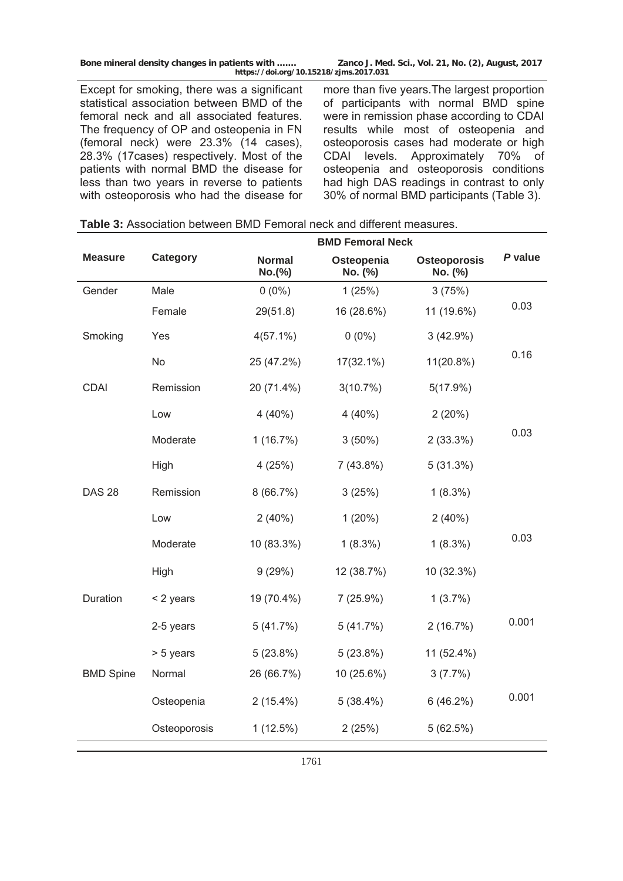Except for smoking, there was a significant statistical association between BMD of the femoral neck and all associated features. The frequency of OP and osteopenia in FN (femoral neck) were 23.3% (14 cases), 28.3% (17cases) respectively. Most of the patients with normal BMD the disease for less than two years in reverse to patients with osteoporosis who had the disease for more than five years.The largest proportion of participants with normal BMD spine were in remission phase according to CDAI results while most of osteopenia and osteoporosis cases had moderate or high CDAI levels. Approximately 70% of osteopenia and osteoporosis conditions had high DAS readings in contrast to only 30% of normal BMD participants (Table 3).

**Table 3:** Association between BMD Femoral neck and different measures.

| Measure | Category | BMD Femoral Neck | | | *P* value |
|---|---|---|---|---|---|
| | | Normal No.(%) | Osteopenia No. (%) | Osteoporosis No. (%) | |
| Gender | Male | 0 (0%) | 1 (25%) | 3 (75%) | 0.03 |
| | Female | 29(51.8) | 16 (28.6%) | 11 (19.6%) | |
| Smoking | Yes | 4(57.1%) | 0 (0%) | 3 (42.9%) | 0.16 |
| | No | 25 (47.2%) | 17(32.1%) | 11(20.8%) | |
| CDAI | Remission | 20 (71.4%) | 3(10.7%) | 5(17.9%) | 0.03 |
| | Low | 4 (40%) | 4 (40%) | 2 (20%) | |
| | Moderate | 1 (16.7%) | 3 (50%) | 2 (33.3%) | |
| | High | 4 (25%) | 7 (43.8%) | 5 (31.3%) | |
| DAS 28 | Remission | 8 (66.7%) | 3 (25%) | 1 (8.3%) | 0.03 |
| | Low | 2 (40%) | 1 (20%) | 2 (40%) | |
| | Moderate | 10 (83.3%) | 1 (8.3%) | 1 (8.3%) | |
| | High | 9 (29%) | 12 (38.7%) | 10 (32.3%) | |
| Duration | < 2 years | 19 (70.4%) | 7 (25.9%) | 1 (3.7%) | 0.001 |
| | 2-5 years | 5 (41.7%) | 5 (41.7%) | 2 (16.7%) | |
| | > 5 years | 5 (23.8%) | 5 (23.8%) | 11 (52.4%) | |
| BMD Spine | Normal | 26 (66.7%) | 10 (25.6%) | 3 (7.7%) | 0.001 |
| | Osteopenia | 2 (15.4%) | 5 (38.4%) | 6 (46.2%) | |
| | Osteoporosis | 1 (12.5%) | 2 (25%) | 5 (62.5%) | |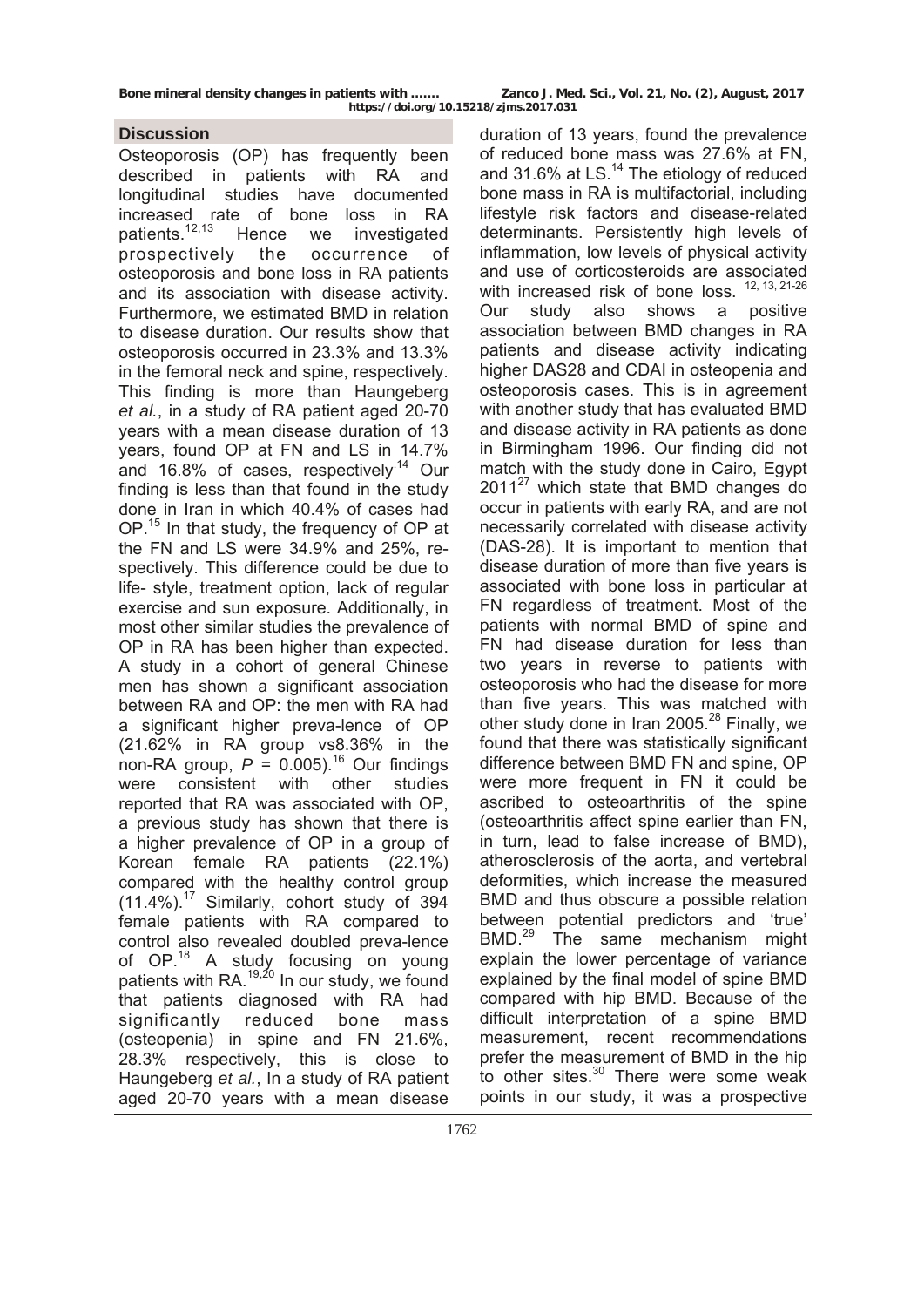## Discussion

Osteoporosis (OP) has frequently been described in patients with RA and longitudinal studies have documented increased rate of bone loss in RA patients.[12,13] Hence we investigated prospectively the occurrence of osteoporosis and bone loss in RA patients and its association with disease activity. Furthermore, we estimated BMD in relation to disease duration. Our results show that osteoporosis occurred in 23.3% and 13.3% in the femoral neck and spine, respectively. This finding is more than Haungeberg *et al.*, in a study of RA patient aged 20-70 years with a mean disease duration of 13 years, found OP at FN and LS in 14.7% and 16.8% of cases, respectively.[14] Our finding is less than that found in the study done in Iran in which 40.4% of cases had OP.[15] In that study, the frequency of OP at the FN and LS were 34.9% and 25%, respectively. This difference could be due to life- style, treatment option, lack of regular exercise and sun exposure. Additionally, in most other similar studies the prevalence of OP in RA has been higher than expected. A study in a cohort of general Chinese men has shown a significant association between RA and OP: the men with RA had a significant higher preva-lence of OP (21.62% in RA group vs8.36% in the non-RA group, $P = 0.005$).[16] Our findings were consistent with other studies reported that RA was associated with OP, a previous study has shown that there is a higher prevalence of OP in a group of Korean female RA patients (22.1%) compared with the healthy control group (11.4%).[17] Similarly, cohort study of 394 female patients with RA compared to control also revealed doubled preva-lence of OP.[18] A study focusing on young patients with RA.[19,20] In our study, we found that patients diagnosed with RA had significantly reduced bone mass (osteopenia) in spine and FN 21.6%, 28.3% respectively, this is close to Haungeberg *et al.*, In a study of RA patient aged 20-70 years with a mean disease duration of 13 years, found the prevalence of reduced bone mass was 27.6% at FN, and 31.6% at LS.[14] The etiology of reduced bone mass in RA is multifactorial, including lifestyle risk factors and disease-related determinants. Persistently high levels of inflammation, low levels of physical activity and use of corticosteroids are associated with increased risk of bone loss.[12, 13, 21-26] Our study also shows a positive association between BMD changes in RA patients and disease activity indicating higher DAS28 and CDAI in osteopenia and osteoporosis cases. This is in agreement with another study that has evaluated BMD and disease activity in RA patients as done in Birmingham 1996. Our finding did not match with the study done in Cairo, Egypt 2011[27] which state that BMD changes do occur in patients with early RA, and are not necessarily correlated with disease activity (DAS-28). It is important to mention that disease duration of more than five years is associated with bone loss in particular at FN regardless of treatment. Most of the patients with normal BMD of spine and FN had disease duration for less than two years in reverse to patients with osteoporosis who had the disease for more than five years. This was matched with other study done in Iran 2005.[28] Finally, we found that there was statistically significant difference between BMD FN and spine, OP were more frequent in FN it could be ascribed to osteoarthritis of the spine (osteoarthritis affect spine earlier than FN, in turn, lead to false increase of BMD), atherosclerosis of the aorta, and vertebral deformities, which increase the measured BMD and thus obscure a possible relation between potential predictors and 'true' BMD.[29] The same mechanism might explain the lower percentage of variance explained by the final model of spine BMD compared with hip BMD. Because of the difficult interpretation of a spine BMD measurement, recent recommendations prefer the measurement of BMD in the hip to other sites.[30] There were some weak points in our study, it was a prospective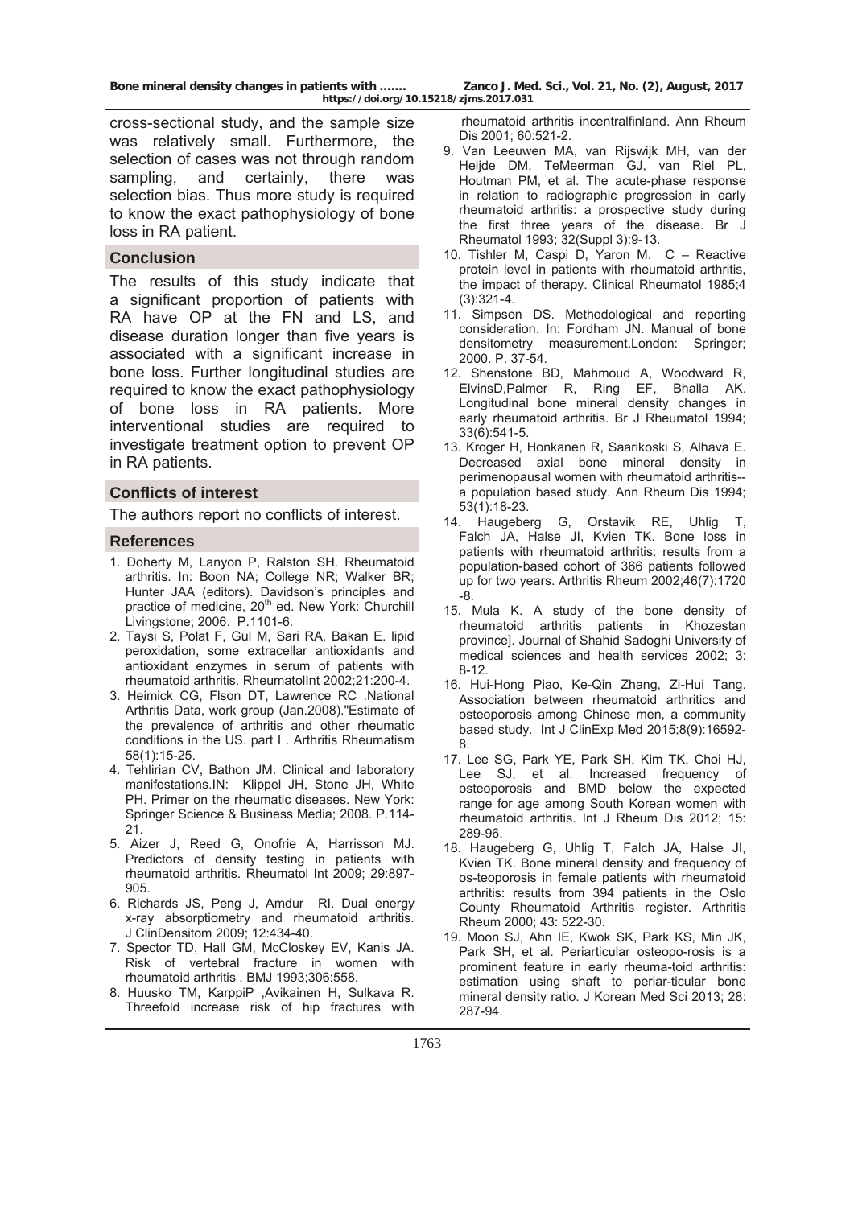cross-sectional study, and the sample size was relatively small. Furthermore, the selection of cases was not through random sampling, and certainly, there was selection bias. Thus more study is required to know the exact pathophysiology of bone loss in RA patient.

## Conclusion

The results of this study indicate that a significant proportion of patients with RA have OP at the FN and LS, and disease duration longer than five years is associated with a significant increase in bone loss. Further longitudinal studies are required to know the exact pathophysiology of bone loss in RA patients. More interventional studies are required to investigate treatment option to prevent OP in RA patients.

## Conflicts of interest

The authors report no conflicts of interest.

## References

1. Doherty M, Lanyon P, Ralston SH. Rheumatoid arthritis. In: Boon NA; College NR; Walker BR; Hunter JAA (editors). Davidson's principles and practice of medicine, 20th ed. New York: Churchill Livingstone; 2006. P.1101-6.
2. Taysi S, Polat F, Gul M, Sari RA, Bakan E. lipid peroxidation, some extracellar antioxidants and antioxidant enzymes in serum of patients with rheumatoid arthritis. RheumatolInt 2002;21:200-4.
3. Heimick CG, Flson DT, Lawrence RC .National Arthritis Data, work group (Jan.2008)."Estimate of the prevalence of arthritis and other rheumatic conditions in the US. part I . Arthritis Rheumatism 58(1):15-25.
4. Tehlirian CV, Bathon JM. Clinical and laboratory manifestations.IN: Klippel JH, Stone JH, White PH. Primer on the rheumatic diseases. New York: Springer Science & Business Media; 2008. P.114-21.
5. Aizer J, Reed G, Onofrie A, Harrisson MJ. Predictors of density testing in patients with rheumatoid arthritis. Rheumatol Int 2009; 29:897-905.
6. Richards JS, Peng J, Amdur RI. Dual energy x-ray absorptiometry and rheumatoid arthritis. J ClinDensitom 2009; 12:434-40.
7. Spector TD, Hall GM, McCloskey EV, Kanis JA. Risk of vertebral fracture in women with rheumatoid arthritis . BMJ 1993;306:558.
8. Huusko TM, KarppiP ,Avikainen H, Sulkava R. Threefold increase risk of hip fractures with rheumatoid arthritis incentralfinland. Ann Rheum Dis 2001; 60:521-2.
9. Van Leeuwen MA, van Rijswijk MH, van der Heijde DM, TeMeerman GJ, van Riel PL, Houtman PM, et al. The acute-phase response in relation to radiographic progression in early rheumatoid arthritis: a prospective study during the first three years of the disease. Br J Rheumatol 1993; 32(Suppl 3):9-13.
10. Tishler M, Caspi D, Yaron M. C – Reactive protein level in patients with rheumatoid arthritis, the impact of therapy. Clinical Rheumatol 1985;4 (3):321-4.
11. Simpson DS. Methodological and reporting consideration. In: Fordham JN. Manual of bone densitometry measurement.London: Springer; 2000. P. 37-54.
12. Shenstone BD, Mahmoud A, Woodward R, ElvinsD,Palmer R, Ring EF, Bhalla AK. Longitudinal bone mineral density changes in early rheumatoid arthritis. Br J Rheumatol 1994; 33(6):541-5.
13. Kroger H, Honkanen R, Saarikoski S, Alhava E. Decreased axial bone mineral density in perimenopausal women with rheumatoid arthritis--a population based study. Ann Rheum Dis 1994; 53(1):18-23.
14. Haugeberg G, Orstavik RE, Uhlig T, Falch JA, Halse JI, Kvien TK. Bone loss in patients with rheumatoid arthritis: results from a population-based cohort of 366 patients followed up for two years. Arthritis Rheum 2002;46(7):1720-8.
15. Mula K. A study of the bone density of rheumatoid arthritis patients in Khozestan province]. Journal of Shahid Sadoghi University of medical sciences and health services 2002; 3: 8-12.
16. Hui-Hong Piao, Ke-Qin Zhang, Zi-Hui Tang. Association between rheumatoid arthritics and osteoporosis among Chinese men, a community based study. Int J ClinExp Med 2015;8(9):16592-8.
17. Lee SG, Park YE, Park SH, Kim TK, Choi HJ, Lee SJ, et al. Increased frequency of osteoporosis and BMD below the expected range for age among South Korean women with rheumatoid arthritis. Int J Rheum Dis 2012; 15: 289-96.
18. Haugeberg G, Uhlig T, Falch JA, Halse JI, Kvien TK. Bone mineral density and frequency of os-teoporosis in female patients with rheumatoid arthritis: results from 394 patients in the Oslo County Rheumatoid Arthritis register. Arthritis Rheum 2000; 43: 522-30.
19. Moon SJ, Ahn IE, Kwok SK, Park KS, Min JK, Park SH, et al. Periarticular osteopo-rosis is a prominent feature in early rheuma-toid arthritis: estimation using shaft to periar-ticular bone mineral density ratio. J Korean Med Sci 2013; 28: 287-94.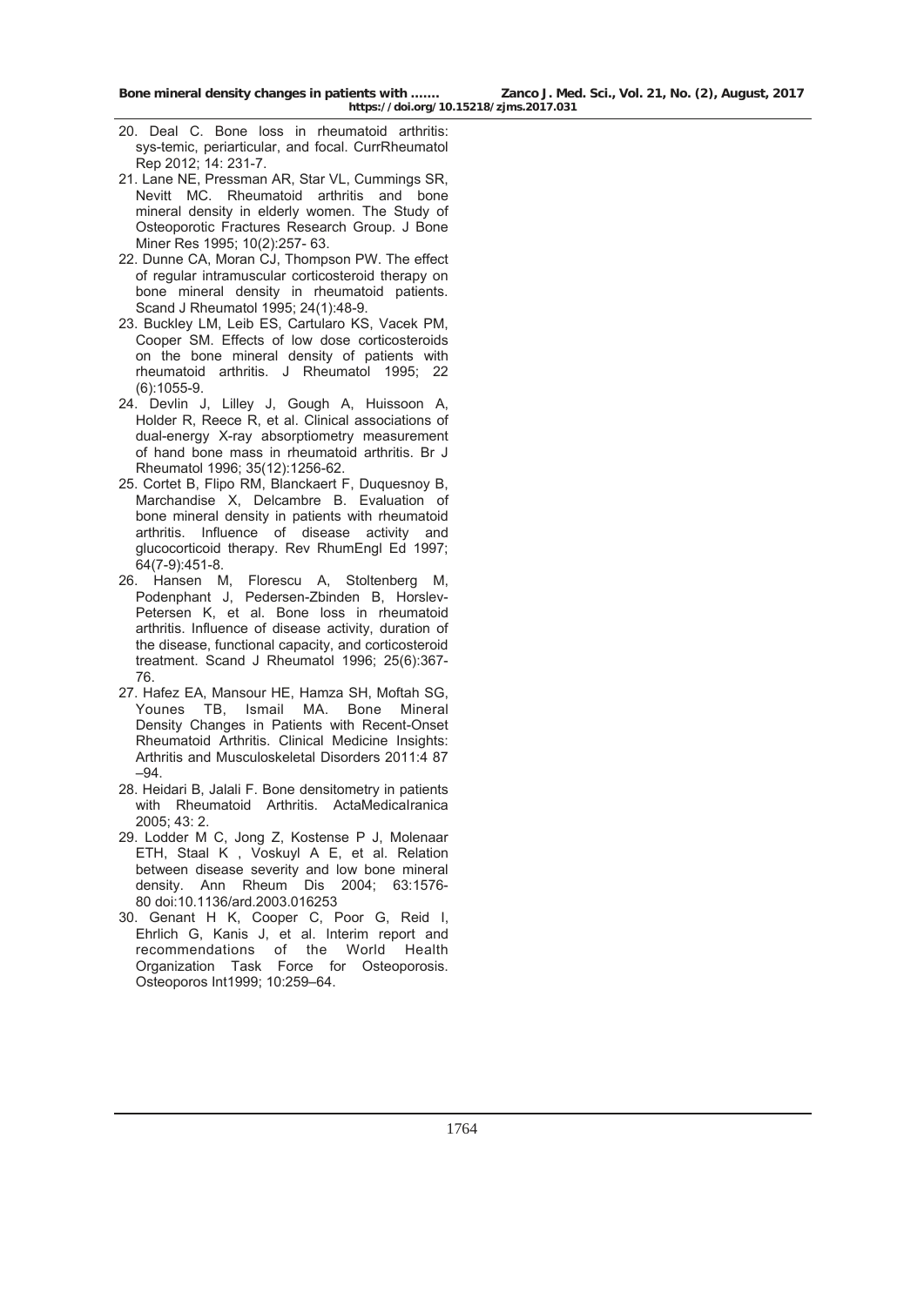20. Deal C. Bone loss in rheumatoid arthritis: sys-temic, periarticular, and focal. CurrRheumatol Rep 2012; 14: 231-7.
21. Lane NE, Pressman AR, Star VL, Cummings SR, Nevitt MC. Rheumatoid arthritis and bone mineral density in elderly women. The Study of Osteoporotic Fractures Research Group. J Bone Miner Res 1995; 10(2):257- 63.
22. Dunne CA, Moran CJ, Thompson PW. The effect of regular intramuscular corticosteroid therapy on bone mineral density in rheumatoid patients. Scand J Rheumatol 1995; 24(1):48-9.
23. Buckley LM, Leib ES, Cartularo KS, Vacek PM, Cooper SM. Effects of low dose corticosteroids on the bone mineral density of patients with rheumatoid arthritis. J Rheumatol 1995; 22 (6):1055-9.
24. Devlin J, Lilley J, Gough A, Huissoon A, Holder R, Reece R, et al. Clinical associations of dual-energy X-ray absorptiometry measurement of hand bone mass in rheumatoid arthritis. Br J Rheumatol 1996; 35(12):1256-62.
25. Cortet B, Flipo RM, Blanckaert F, Duquesnoy B, Marchandise X, Delcambre B. Evaluation of bone mineral density in patients with rheumatoid arthritis. Influence of disease activity and glucocorticoid therapy. Rev RhumEngl Ed 1997; 64(7-9):451-8.
26. Hansen M, Florescu A, Stoltenberg M, Podenphant J, Pedersen-Zbinden B, Horslev-Petersen K, et al. Bone loss in rheumatoid arthritis. Influence of disease activity, duration of the disease, functional capacity, and corticosteroid treatment. Scand J Rheumatol 1996; 25(6):367-76.
27. Hafez EA, Mansour HE, Hamza SH, Moftah SG, Younes TB, Ismail MA. Bone Mineral Density Changes in Patients with Recent-Onset Rheumatoid Arthritis. Clinical Medicine Insights: Arthritis and Musculoskeletal Disorders 2011:4 87 –94.
28. Heidari B, Jalali F. Bone densitometry in patients with Rheumatoid Arthritis. ActaMedicaIranica 2005; 43: 2.
29. Lodder M C, Jong Z, Kostense P J, Molenaar ETH, Staal K , Voskuyl A E, et al. Relation between disease severity and low bone mineral density. Ann Rheum Dis 2004; 63:1576-80 doi:10.1136/ard.2003.016253
30. Genant H K, Cooper C, Poor G, Reid I, Ehrlich G, Kanis J, et al. Interim report and recommendations of the World Health Organization Task Force for Osteoporosis. Osteoporos Int1999; 10:259–64.